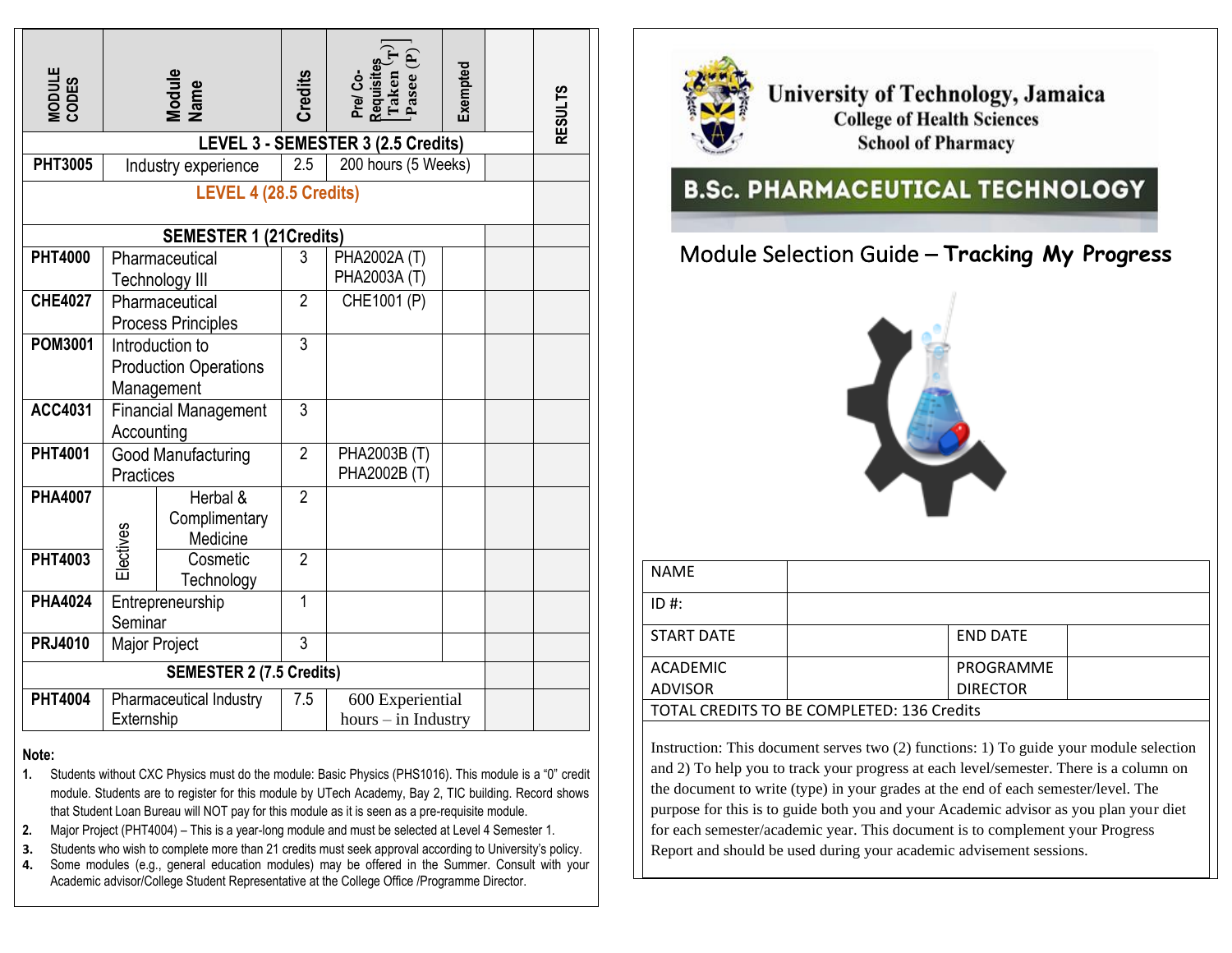| MODULE CODES | Module Name | | Credits | Pre/ Co-Requisites [Taken (T) Pasee (P)] | Exempted | | RESULTS |
|---|---|---|---|---|---|---|---|
| **LEVEL 3 - SEMESTER 3 (2.5 Credits)** | | | | | | | |
| **PHT3005** | Industry experience | | 2.5 | 200 hours (5 Weeks) | | | |
| **LEVEL 4 (28.5 Credits)** | | | | | | | |
| **SEMESTER 1 (21Credits)** | | | | | | | |
| **PHT4000** | Pharmaceutical Technology III | | 3 | PHA2002A (T) PHA2003A (T) | | | |
| **CHE4027** | Pharmaceutical Process Principles | | 2 | CHE1001 (P) | | | |
| **POM3001** | Introduction to Production Operations Management | | 3 | | | | |
| **ACC4031** | Financial Management Accounting | | 3 | | | | |
| **PHT4001** | Good Manufacturing Practices | | 2 | PHA2003B (T) PHA2002B (T) | | | |
| **PHA4007** | Electives | Herbal & Complimentary Medicine | 2 | | | | |
| **PHT4003** | Electives | Cosmetic Technology | 2 | | | | |
| **PHA4024** | Entrepreneurship Seminar | | 1 | | | | |
| **PRJ4010** | Major Project | | 3 | | | | |
| **SEMESTER 2 (7.5 Credits)** | | | | | | | |
| **PHT4004** | Pharmaceutical Industry Externship | | 7.5 | 600 Experiential hours – in Industry | | | |

**Note:**

1. Students without CXC Physics must do the module: Basic Physics (PHS1016). This module is a "0" credit module. Students are to register for this module by UTech Academy, Bay 2, TIC building. Record shows that Student Loan Bureau will NOT pay for this module as it is seen as a pre-requisite module.
2. Major Project (PHT4004) – This is a year-long module and must be selected at Level 4 Semester 1.
3. Students who wish to complete more than 21 credits must seek approval according to University's policy.
4. Some modules (e.g., general education modules) may be offered in the Summer. Consult with your Academic advisor/College Student Representative at the College Office /Programme Director.

# University of Technology, Jamaica

## College of Health Sciences

## School of Pharmacy

# B.Sc. PHARMACEUTICAL TECHNOLOGY

## Module Selection Guide – **Tracking My Progress**

| NAME | | | |
|---|---|---|---|
| ID #: | | | |
| START DATE | | END DATE | |
| ACADEMIC ADVISOR | | PROGRAMME DIRECTOR | |
| TOTAL CREDITS TO BE COMPLETED: 136 Credits | | | |

Instruction: This document serves two (2) functions: 1) To guide your module selection and 2) To help you to track your progress at each level/semester. There is a column on the document to write (type) in your grades at the end of each semester/level. The purpose for this is to guide both you and your Academic advisor as you plan your diet for each semester/academic year. This document is to complement your Progress Report and should be used during your academic advisement sessions.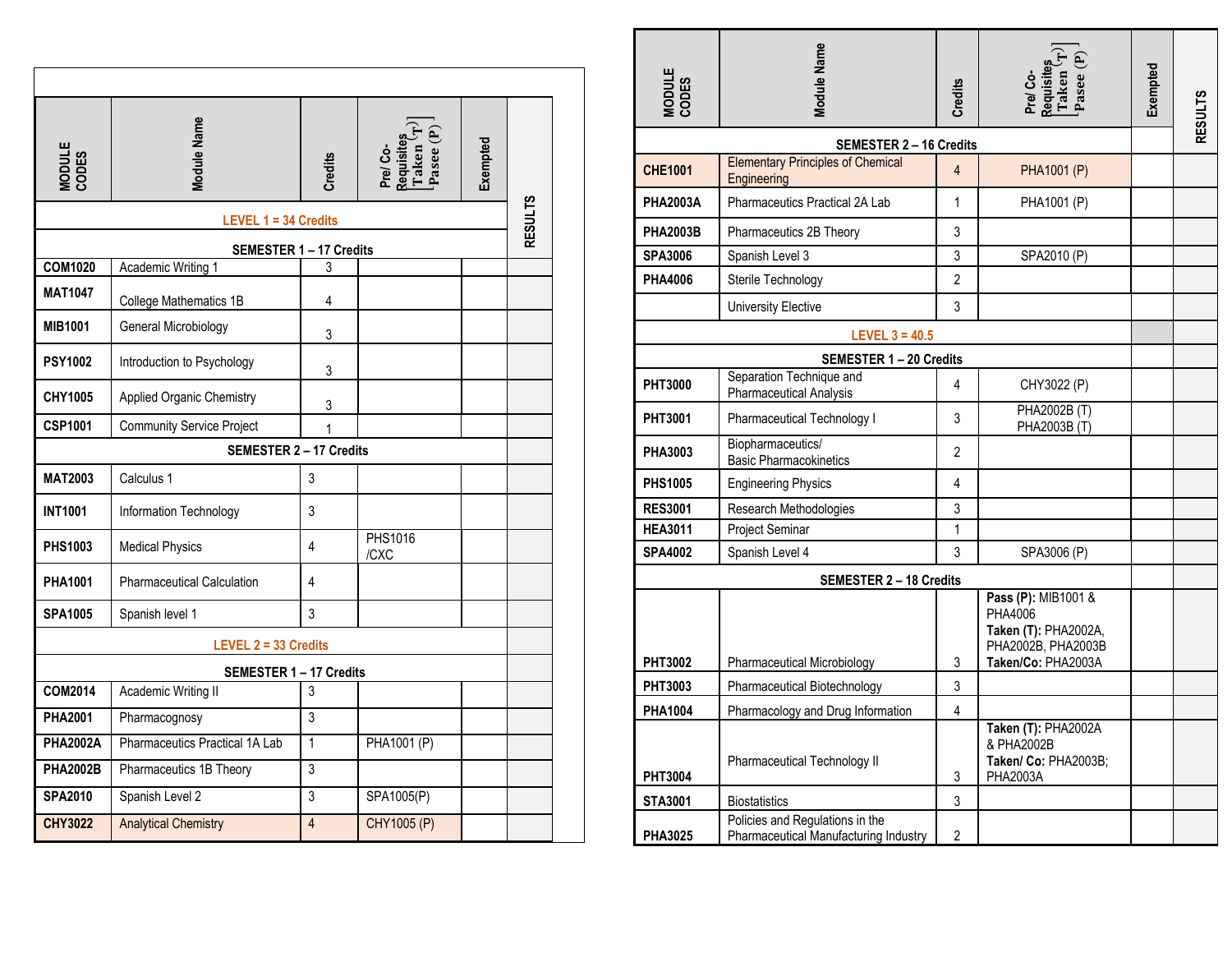| MODULE CODES | Module Name | Credits | Pre/ Co-Requisites Taken (T) Pasee (P) | Exempted | RESULTS |
|---|---|---|---|---|---|
| **LEVEL 1 = 34 Credits** | | | | | |
| **SEMESTER 1 – 17 Credits** | | | | | |
| **COM1020** | Academic Writing 1 | 3 | | | |
| **MAT1047** | College Mathematics 1B | 4 | | | |
| **MIB1001** | General Microbiology | 3 | | | |
| **PSY1002** | Introduction to Psychology | 3 | | | |
| **CHY1005** | Applied Organic Chemistry | 3 | | | |
| **CSP1001** | Community Service Project | 1 | | | |
| **SEMESTER 2 – 17 Credits** | | | | | |
| **MAT2003** | Calculus 1 | 3 | | | |
| **INT1001** | Information Technology | 3 | | | |
| **PHS1003** | Medical Physics | 4 | PHS1016 /CXC | | |
| **PHA1001** | Pharmaceutical Calculation | 4 | | | |
| **SPA1005** | Spanish level 1 | 3 | | | |
| **LEVEL 2 = 33 Credits** | | | | | |
| **SEMESTER 1 – 17 Credits** | | | | | |
| **COM2014** | Academic Writing II | 3 | | | |
| **PHA2001** | Pharmacognosy | 3 | | | |
| **PHA2002A** | Pharmaceutics Practical 1A Lab | 1 | PHA1001 (P) | | |
| **PHA2002B** | Pharmaceutics 1B Theory | 3 | | | |
| **SPA2010** | Spanish Level 2 | 3 | SPA1005(P) | | |
| **CHY3022** | Analytical Chemistry | 4 | CHY1005 (P) | | |

| MODULE CODES | Module Name | Credits | Pre/ Co-Requisites Taken (T) Pasee (P) | Exempted | RESULTS |
|---|---|---|---|---|---|
| **SEMESTER 2 – 16 Credits** | | | | | |
| **CHE1001** | Elementary Principles of Chemical Engineering | 4 | PHA1001 (P) | | |
| **PHA2003A** | Pharmaceutics Practical 2A Lab | 1 | PHA1001 (P) | | |
| **PHA2003B** | Pharmaceutics 2B Theory | 3 | | | |
| **SPA3006** | Spanish Level 3 | 3 | SPA2010 (P) | | |
| **PHA4006** | Sterile Technology | 2 | | | |
| | University Elective | 3 | | | |
| **LEVEL 3 = 40.5** | | | | | |
| **SEMESTER 1 – 20 Credits** | | | | | |
| **PHT3000** | Separation Technique and Pharmaceutical Analysis | 4 | CHY3022 (P) | | |
| **PHT3001** | Pharmaceutical Technology I | 3 | PHA2002B (T) PHA2003B (T) | | |
| **PHA3003** | Biopharmaceutics/ Basic Pharmacokinetics | 2 | | | |
| **PHS1005** | Engineering Physics | 4 | | | |
| **RES3001** | Research Methodologies | 3 | | | |
| **HEA3011** | Project Seminar | 1 | | | |
| **SPA4002** | Spanish Level 4 | 3 | SPA3006 (P) | | |
| **SEMESTER 2 – 18 Credits** | | | | | |
| **PHT3002** | Pharmaceutical Microbiology | 3 | **Pass (P):** MIB1001 & PHA4006 **Taken (T):** PHA2002A, PHA2002B, PHA2003B **Taken/Co:** PHA2003A | | |
| **PHT3003** | Pharmaceutical Biotechnology | 3 | | | |
| **PHA1004** | Pharmacology and Drug Information | 4 | | | |
| **PHT3004** | Pharmaceutical Technology II | 3 | **Taken (T):** PHA2002A & PHA2002B **Taken/ Co:** PHA2003B; PHA2003A | | |
| **STA3001** | Biostatistics | 3 | | | |
| **PHA3025** | Policies and Regulations in the Pharmaceutical Manufacturing Industry | 2 | | | |